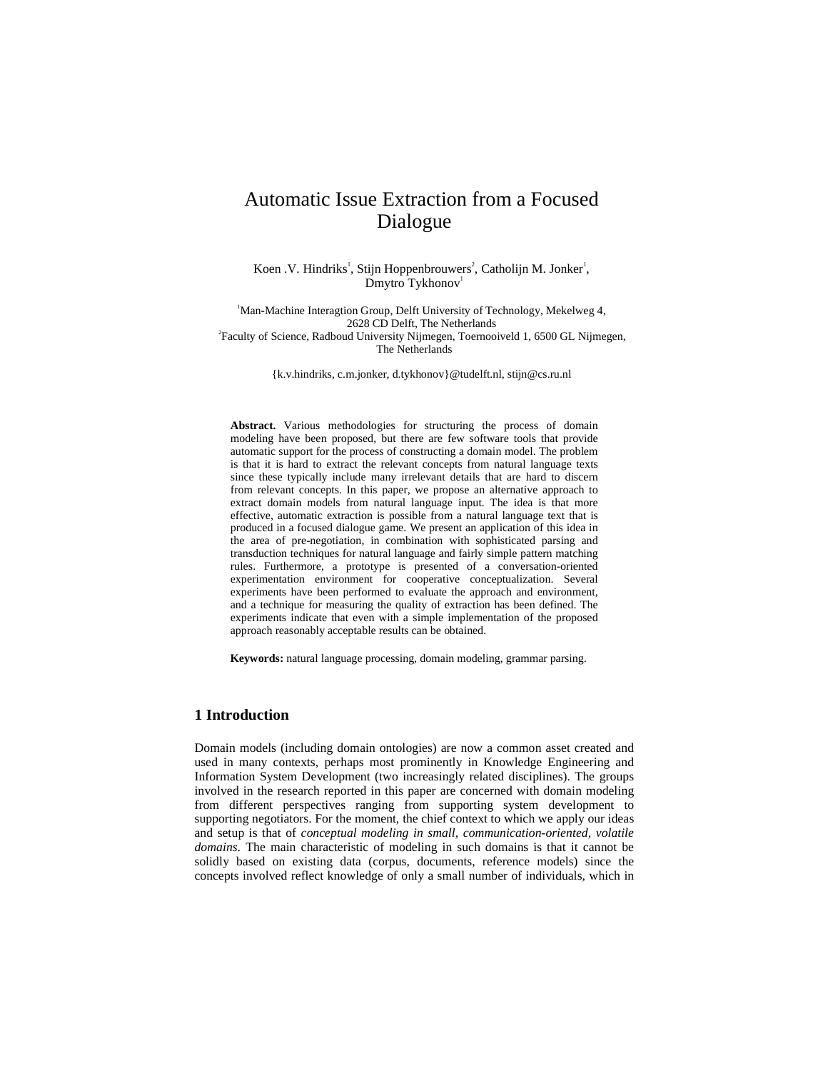#  Automatic Issue Extraction from a Focused Dialogue

Koen .V. Hindriks[1], Stijn Hoppenbrouwers[2], Catholijn M. Jonker[1], Dmytro Tykhonov[1]

[1]Man-Machine Interagtion Group, Delft University of Technology, Mekelweg 4, 2628 CD Delft, The Netherlands
[2]Faculty of Science, Radboud University Nijmegen, Toernooiveld 1, 6500 GL Nijmegen, The Netherlands

{k.v.hindriks, c.m.jonker, d.tykhonov}@tudelft.nl, stijn@cs.ru.nl

**Abstract.** Various methodologies for structuring the process of domain modeling have been proposed, but there are few software tools that provide automatic support for the process of constructing a domain model. The problem is that it is hard to extract the relevant concepts from natural language texts since these typically include many irrelevant details that are hard to discern from relevant concepts. In this paper, we propose an alternative approach to extract domain models from natural language input. The idea is that more effective, automatic extraction is possible from a natural language text that is produced in a focused dialogue game. We present an application of this idea in the area of pre-negotiation, in combination with sophisticated parsing and transduction techniques for natural language and fairly simple pattern matching rules. Furthermore, a prototype is presented of a conversation-oriented experimentation environment for cooperative conceptualization. Several experiments have been performed to evaluate the approach and environment, and a technique for measuring the quality of extraction has been defined. The experiments indicate that even with a simple implementation of the proposed approach reasonably acceptable results can be obtained.

**Keywords:** natural language processing, domain modeling, grammar parsing.

## 1 Introduction

Domain models (including domain ontologies) are now a common asset created and used in many contexts, perhaps most prominently in Knowledge Engineering and Information System Development (two increasingly related disciplines). The groups involved in the research reported in this paper are concerned with domain modeling from different perspectives ranging from supporting system development to supporting negotiators. For the moment, the chief context to which we apply our ideas and setup is that of *conceptual modeling in small, communication-oriented, volatile domains*. The main characteristic of modeling in such domains is that it cannot be solidly based on existing data (corpus, documents, reference models) since the concepts involved reflect knowledge of only a small number of individuals, which in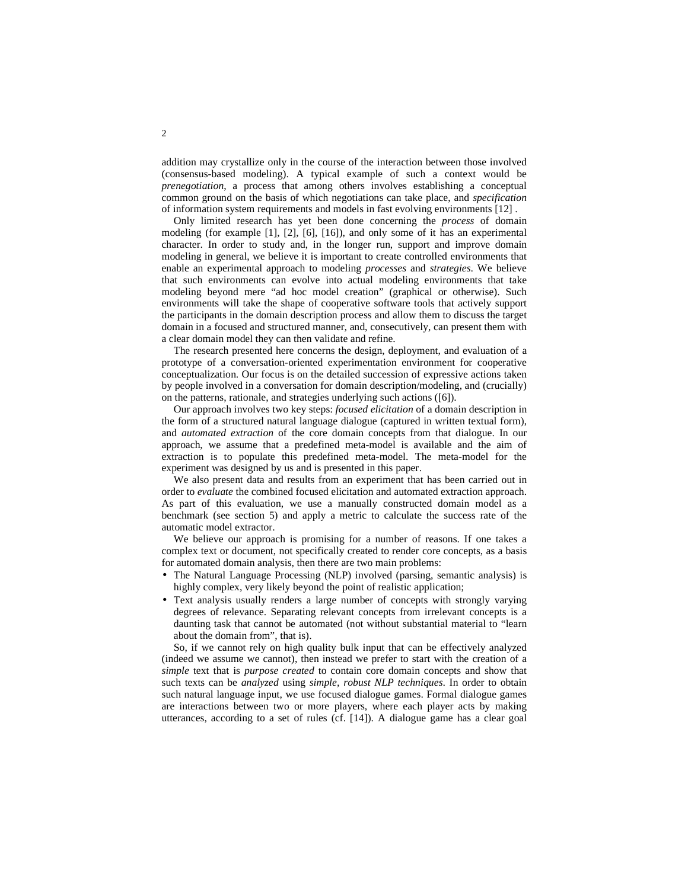addition may crystallize only in the course of the interaction between those involved (consensus-based modeling). A typical example of such a context would be *prenegotiation*, a process that among others involves establishing a conceptual common ground on the basis of which negotiations can take place, and *specification* of information system requirements and models in fast evolving environments [12] .

Only limited research has yet been done concerning the *process* of domain modeling (for example [1], [2], [6], [16]), and only some of it has an experimental character. In order to study and, in the longer run, support and improve domain modeling in general, we believe it is important to create controlled environments that enable an experimental approach to modeling *processes* and *strategies*. We believe that such environments can evolve into actual modeling environments that take modeling beyond mere "ad hoc model creation" (graphical or otherwise). Such environments will take the shape of cooperative software tools that actively support the participants in the domain description process and allow them to discuss the target domain in a focused and structured manner, and, consecutively, can present them with a clear domain model they can then validate and refine.

The research presented here concerns the design, deployment, and evaluation of a prototype of a conversation-oriented experimentation environment for cooperative conceptualization. Our focus is on the detailed succession of expressive actions taken by people involved in a conversation for domain description/modeling, and (crucially) on the patterns, rationale, and strategies underlying such actions ([6]).

Our approach involves two key steps: *focused elicitation* of a domain description in the form of a structured natural language dialogue (captured in written textual form), and *automated extraction* of the core domain concepts from that dialogue. In our approach, we assume that a predefined meta-model is available and the aim of extraction is to populate this predefined meta-model. The meta-model for the experiment was designed by us and is presented in this paper.

We also present data and results from an experiment that has been carried out in order to *evaluate* the combined focused elicitation and automated extraction approach. As part of this evaluation, we use a manually constructed domain model as a benchmark (see section 5) and apply a metric to calculate the success rate of the automatic model extractor.

We believe our approach is promising for a number of reasons. If one takes a complex text or document, not specifically created to render core concepts, as a basis for automated domain analysis, then there are two main problems:

- The Natural Language Processing (NLP) involved (parsing, semantic analysis) is highly complex, very likely beyond the point of realistic application;
- Text analysis usually renders a large number of concepts with strongly varying degrees of relevance. Separating relevant concepts from irrelevant concepts is a daunting task that cannot be automated (not without substantial material to "learn about the domain from", that is).

So, if we cannot rely on high quality bulk input that can be effectively analyzed (indeed we assume we cannot), then instead we prefer to start with the creation of a *simple* text that is *purpose created* to contain core domain concepts and show that such texts can be *analyzed* using *simple, robust NLP techniques*. In order to obtain such natural language input, we use focused dialogue games. Formal dialogue games are interactions between two or more players, where each player acts by making utterances, according to a set of rules (cf. [14]). A dialogue game has a clear goal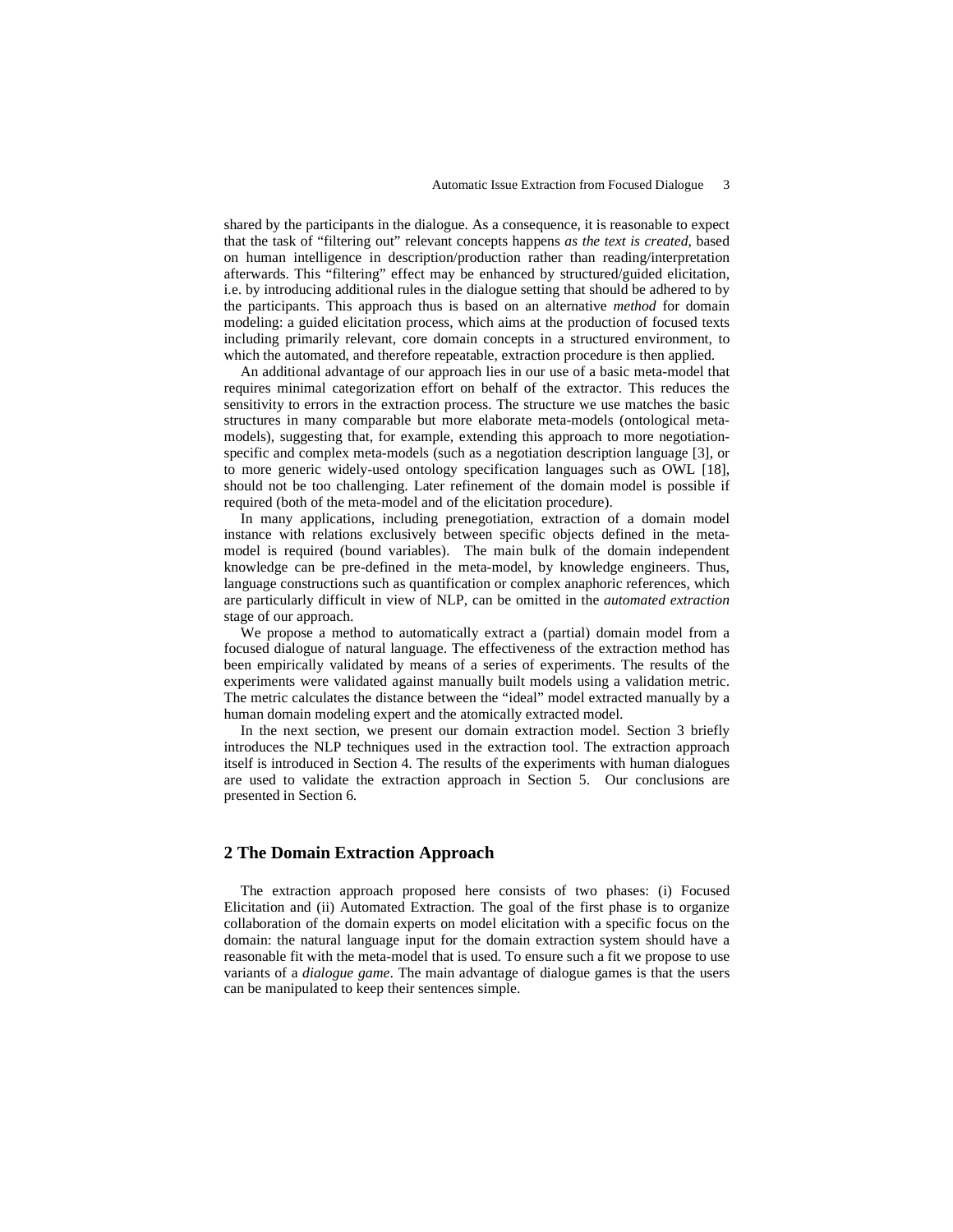shared by the participants in the dialogue. As a consequence, it is reasonable to expect that the task of "filtering out" relevant concepts happens *as the text is created*, based on human intelligence in description/production rather than reading/interpretation afterwards. This "filtering" effect may be enhanced by structured/guided elicitation, i.e. by introducing additional rules in the dialogue setting that should be adhered to by the participants. This approach thus is based on an alternative *method* for domain modeling: a guided elicitation process, which aims at the production of focused texts including primarily relevant, core domain concepts in a structured environment, to which the automated, and therefore repeatable, extraction procedure is then applied.

An additional advantage of our approach lies in our use of a basic meta-model that requires minimal categorization effort on behalf of the extractor. This reduces the sensitivity to errors in the extraction process. The structure we use matches the basic structures in many comparable but more elaborate meta-models (ontological meta-models), suggesting that, for example, extending this approach to more negotiation-specific and complex meta-models (such as a negotiation description language [3], or to more generic widely-used ontology specification languages such as OWL [18], should not be too challenging. Later refinement of the domain model is possible if required (both of the meta-model and of the elicitation procedure).

In many applications, including prenegotiation, extraction of a domain model instance with relations exclusively between specific objects defined in the meta-model is required (bound variables). The main bulk of the domain independent knowledge can be pre-defined in the meta-model, by knowledge engineers. Thus, language constructions such as quantification or complex anaphoric references, which are particularly difficult in view of NLP, can be omitted in the *automated extraction* stage of our approach.

We propose a method to automatically extract a (partial) domain model from a focused dialogue of natural language. The effectiveness of the extraction method has been empirically validated by means of a series of experiments. The results of the experiments were validated against manually built models using a validation metric. The metric calculates the distance between the "ideal" model extracted manually by a human domain modeling expert and the atomically extracted model.

In the next section, we present our domain extraction model. Section 3 briefly introduces the NLP techniques used in the extraction tool. The extraction approach itself is introduced in Section 4. The results of the experiments with human dialogues are used to validate the extraction approach in Section 5. Our conclusions are presented in Section 6.

## 2 The Domain Extraction Approach

The extraction approach proposed here consists of two phases: (i) Focused Elicitation and (ii) Automated Extraction. The goal of the first phase is to organize collaboration of the domain experts on model elicitation with a specific focus on the domain: the natural language input for the domain extraction system should have a reasonable fit with the meta-model that is used. To ensure such a fit we propose to use variants of a *dialogue game*. The main advantage of dialogue games is that the users can be manipulated to keep their sentences simple.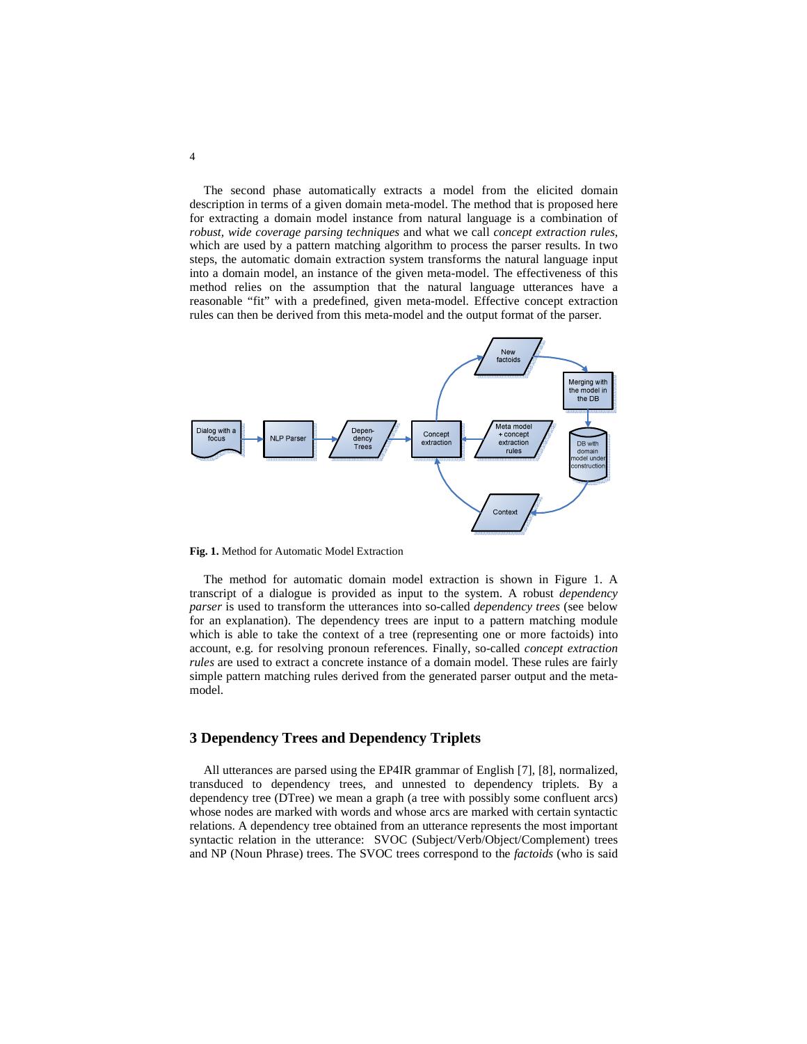The second phase automatically extracts a model from the elicited domain description in terms of a given domain meta-model. The method that is proposed here for extracting a domain model instance from natural language is a combination of *robust, wide coverage parsing techniques* and what we call *concept extraction rules*, which are used by a pattern matching algorithm to process the parser results. In two steps, the automatic domain extraction system transforms the natural language input into a domain model, an instance of the given meta-model. The effectiveness of this method relies on the assumption that the natural language utterances have a reasonable "fit" with a predefined, given meta-model. Effective concept extraction rules can then be derived from this meta-model and the output format of the parser.

Dialog with a focus

NLP Parser

Dependency Trees

Concept extraction

Meta model + concept extraction rules

New factoids

Merging with the model in the DB

DB with domain model under construction

Context

**Fig. 1.** Method for Automatic Model Extraction

The method for automatic domain model extraction is shown in Figure 1. A transcript of a dialogue is provided as input to the system. A robust *dependency parser* is used to transform the utterances into so-called *dependency trees* (see below for an explanation). The dependency trees are input to a pattern matching module which is able to take the context of a tree (representing one or more factoids) into account, e.g. for resolving pronoun references. Finally, so-called *concept extraction rules* are used to extract a concrete instance of a domain model. These rules are fairly simple pattern matching rules derived from the generated parser output and the meta-model.

## 3 Dependency Trees and Dependency Triplets

All utterances are parsed using the EP4IR grammar of English [7], [8], normalized, transduced to dependency trees, and unnested to dependency triplets. By a dependency tree (DTree) we mean a graph (a tree with possibly some confluent arcs) whose nodes are marked with words and whose arcs are marked with certain syntactic relations. A dependency tree obtained from an utterance represents the most important syntactic relation in the utterance: SVOC (Subject/Verb/Object/Complement) trees and NP (Noun Phrase) trees. The SVOC trees correspond to the *factoids* (who is said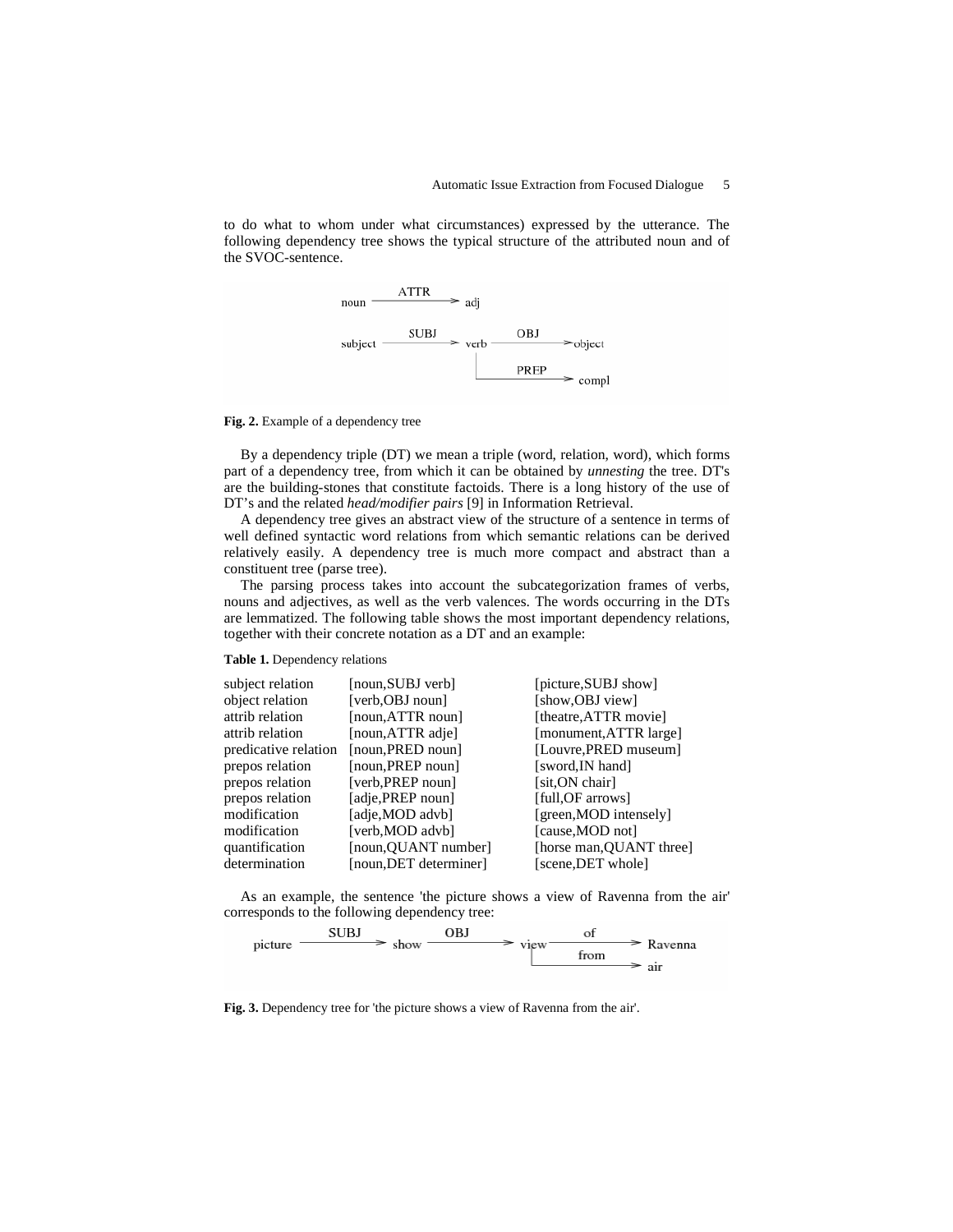to do what to whom under what circumstances) expressed by the utterance. The following dependency tree shows the typical structure of the attributed noun and of the SVOC-sentence.

**Fig. 2.** Example of a dependency tree

By a dependency triple (DT) we mean a triple (word, relation, word), which forms part of a dependency tree, from which it can be obtained by *unnesting* the tree. DT's are the building-stones that constitute factoids. There is a long history of the use of DT's and the related *head/modifier pairs* [9] in Information Retrieval.

A dependency tree gives an abstract view of the structure of a sentence in terms of well defined syntactic word relations from which semantic relations can be derived relatively easily. A dependency tree is much more compact and abstract than a constituent tree (parse tree).

The parsing process takes into account the subcategorization frames of verbs, nouns and adjectives, as well as the verb valences. The words occurring in the DTs are lemmatized. The following table shows the most important dependency relations, together with their concrete notation as a DT and an example:

**Table 1.** Dependency relations

| | | |
|---|---|---|
| subject relation | [noun,SUBJ verb] | [picture,SUBJ show] |
| object relation | [verb,OBJ noun] | [show,OBJ view] |
| attrib relation | [noun,ATTR noun] | [theatre,ATTR movie] |
| attrib relation | [noun,ATTR adje] | [monument,ATTR large] |
| predicative relation | [noun,PRED noun] | [Louvre,PRED museum] |
| prepos relation | [noun,PREP noun] | [sword,IN hand] |
| prepos relation | [verb,PREP noun] | [sit,ON chair] |
| prepos relation | [adje,PREP noun] | [full,OF arrows] |
| modification | [adje,MOD advb] | [green,MOD intensely] |
| modification | [verb,MOD advb] | [cause,MOD not] |
| quantification | [noun,QUANT number] | [horse man,QUANT three] |
| determination | [noun,DET determiner] | [scene,DET whole] |

As an example, the sentence 'the picture shows a view of Ravenna from the air' corresponds to the following dependency tree:

**Fig. 3.** Dependency tree for 'the picture shows a view of Ravenna from the air'.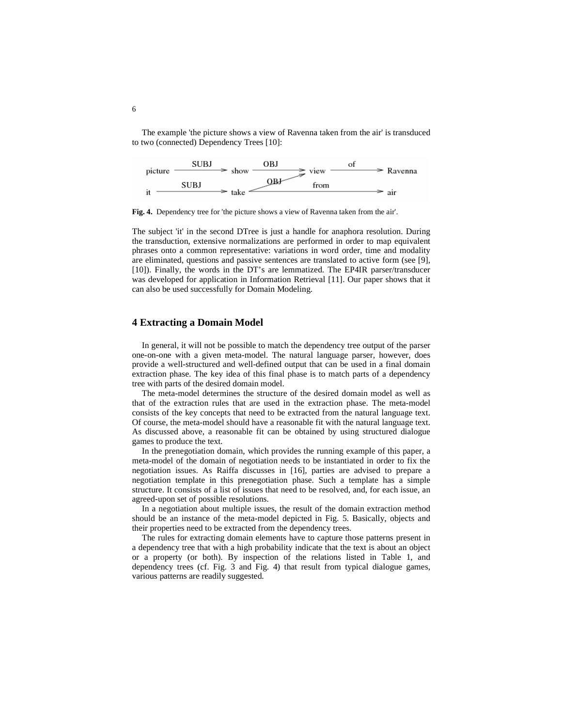The example 'the picture shows a view of Ravenna taken from the air' is transduced to two (connected) Dependency Trees [10]:

**Fig. 4.** Dependency tree for 'the picture shows a view of Ravenna taken from the air'.

The subject 'it' in the second DTree is just a handle for anaphora resolution. During the transduction, extensive normalizations are performed in order to map equivalent phrases onto a common representative: variations in word order, time and modality are eliminated, questions and passive sentences are translated to active form (see [9], [10]). Finally, the words in the DT's are lemmatized. The EP4IR parser/transducer was developed for application in Information Retrieval [11]. Our paper shows that it can also be used successfully for Domain Modeling.

## 4 Extracting a Domain Model

In general, it will not be possible to match the dependency tree output of the parser one-on-one with a given meta-model. The natural language parser, however, does provide a well-structured and well-defined output that can be used in a final domain extraction phase. The key idea of this final phase is to match parts of a dependency tree with parts of the desired domain model.

The meta-model determines the structure of the desired domain model as well as that of the extraction rules that are used in the extraction phase. The meta-model consists of the key concepts that need to be extracted from the natural language text. Of course, the meta-model should have a reasonable fit with the natural language text. As discussed above, a reasonable fit can be obtained by using structured dialogue games to produce the text.

In the prenegotiation domain, which provides the running example of this paper, a meta-model of the domain of negotiation needs to be instantiated in order to fix the negotiation issues. As Raiffa discusses in [16], parties are advised to prepare a negotiation template in this prenegotiation phase. Such a template has a simple structure. It consists of a list of issues that need to be resolved, and, for each issue, an agreed-upon set of possible resolutions.

In a negotiation about multiple issues, the result of the domain extraction method should be an instance of the meta-model depicted in Fig. 5. Basically, objects and their properties need to be extracted from the dependency trees.

The rules for extracting domain elements have to capture those patterns present in a dependency tree that with a high probability indicate that the text is about an object or a property (or both). By inspection of the relations listed in Table 1, and dependency trees (cf. Fig. 3 and Fig. 4) that result from typical dialogue games, various patterns are readily suggested.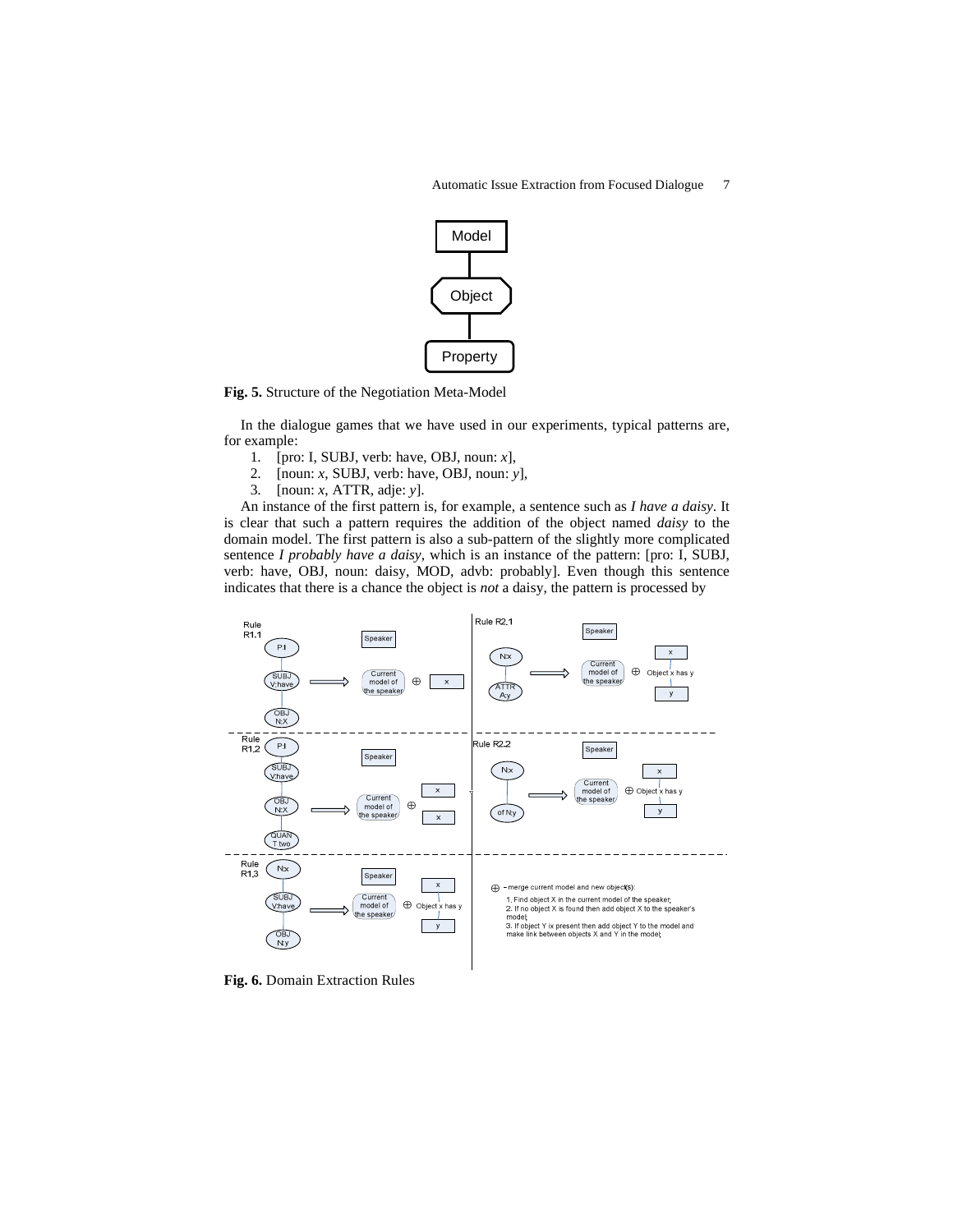Fig. 5. Structure of the Negotiation Meta-Model

In the dialogue games that we have used in our experiments, typical patterns are, for example:

1. [pro: I, SUBJ, verb: have, OBJ, noun: *x*],
2. [noun: *x*, SUBJ, verb: have, OBJ, noun: *y*],
3. [noun: *x*, ATTR, adje: *y*].

An instance of the first pattern is, for example, a sentence such as *I have a daisy*. It is clear that such a pattern requires the addition of the object named *daisy* to the domain model. The first pattern is also a sub-pattern of the slightly more complicated sentence *I probably have a daisy*, which is an instance of the pattern: [pro: I, SUBJ, verb: have, OBJ, noun: daisy, MOD, advb: probably]. Even though this sentence indicates that there is a chance the object is *not* a daisy, the pattern is processed by

Fig. 6. Domain Extraction Rules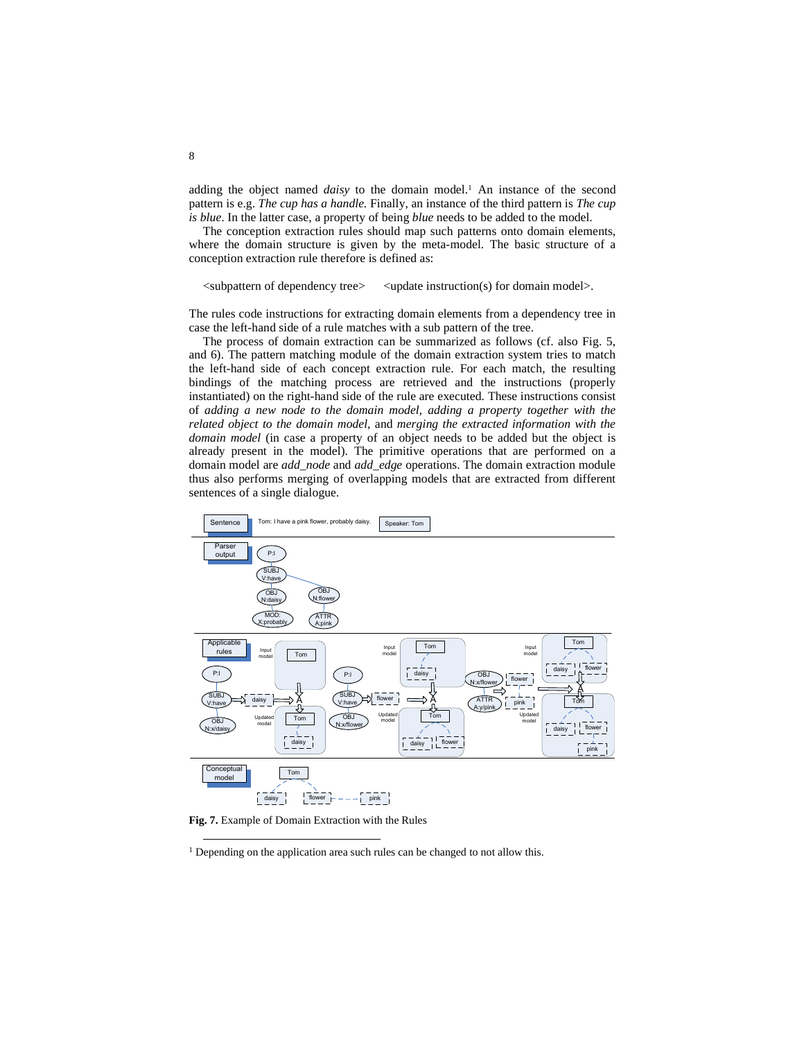adding the object named *daisy* to the domain model.[1] An instance of the second pattern is e.g. *The cup has a handle.* Finally, an instance of the third pattern is *The cup is blue*. In the latter case, a property of being *blue* needs to be added to the model.

The conception extraction rules should map such patterns onto domain elements, where the domain structure is given by the meta-model. The basic structure of a conception extraction rule therefore is defined as:

<subpattern of dependency tree>   <update instruction(s) for domain model>.

The rules code instructions for extracting domain elements from a dependency tree in case the left-hand side of a rule matches with a sub pattern of the tree.

The process of domain extraction can be summarized as follows (cf. also Fig. 5, and 6). The pattern matching module of the domain extraction system tries to match the left-hand side of each concept extraction rule. For each match, the resulting bindings of the matching process are retrieved and the instructions (properly instantiated) on the right-hand side of the rule are executed. These instructions consist of *adding a new node to the domain model*, *adding a property together with the related object to the domain model*, and *merging the extracted information with the domain model* (in case a property of an object needs to be added but the object is already present in the model). The primitive operations that are performed on a domain model are *add_node* and *add_edge* operations. The domain extraction module thus also performs merging of overlapping models that are extracted from different sentences of a single dialogue.

**Fig. 7.** Example of Domain Extraction with the Rules

[1] Depending on the application area such rules can be changed to not allow this.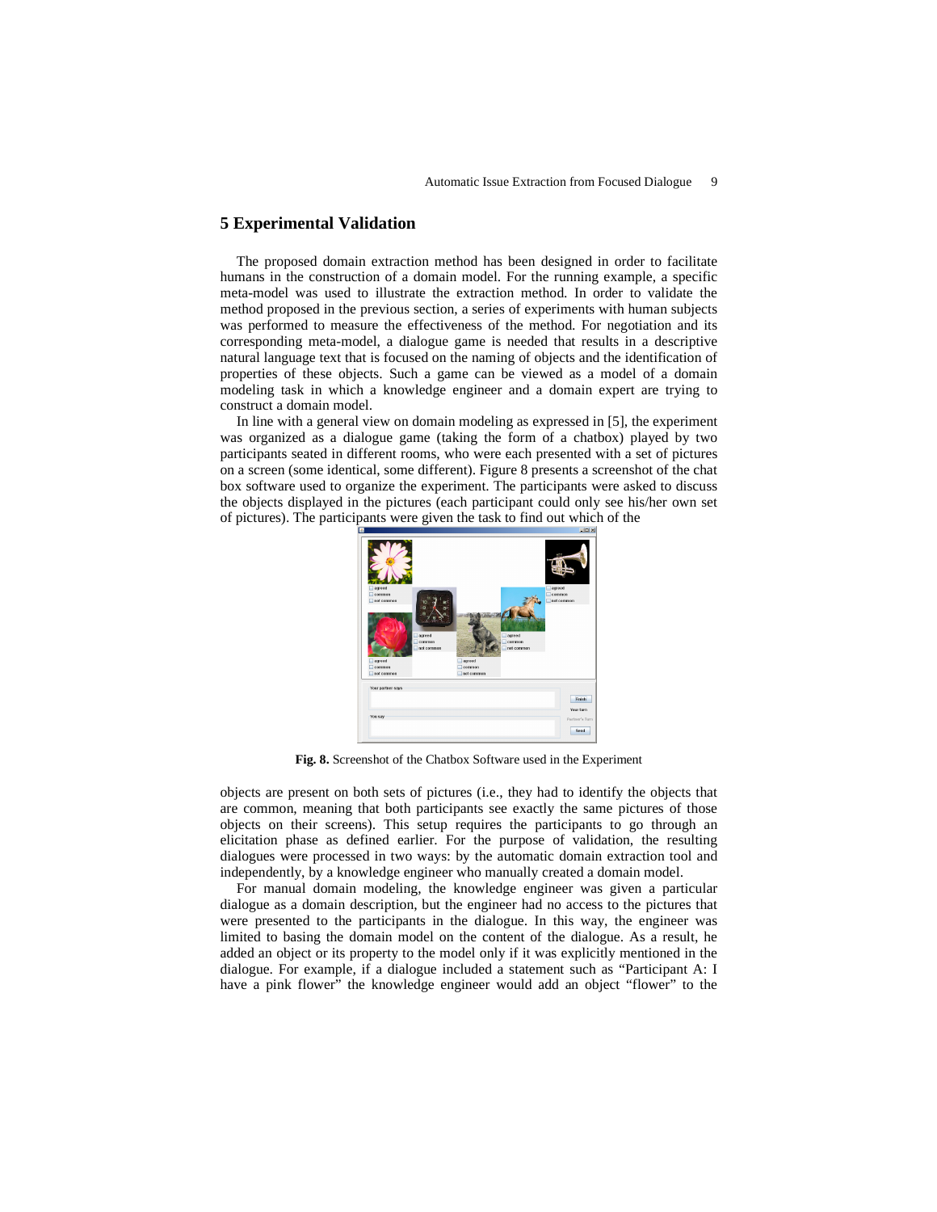## 5 Experimental Validation

The proposed domain extraction method has been designed in order to facilitate humans in the construction of a domain model. For the running example, a specific meta-model was used to illustrate the extraction method. In order to validate the method proposed in the previous section, a series of experiments with human subjects was performed to measure the effectiveness of the method. For negotiation and its corresponding meta-model, a dialogue game is needed that results in a descriptive natural language text that is focused on the naming of objects and the identification of properties of these objects. Such a game can be viewed as a model of a domain modeling task in which a knowledge engineer and a domain expert are trying to construct a domain model.

In line with a general view on domain modeling as expressed in [5], the experiment was organized as a dialogue game (taking the form of a chatbox) played by two participants seated in different rooms, who were each presented with a set of pictures on a screen (some identical, some different). Figure 8 presents a screenshot of the chat box software used to organize the experiment. The participants were asked to discuss the objects displayed in the pictures (each participant could only see his/her own set of pictures). The participants were given the task to find out which of the

**Fig. 8.** Screenshot of the Chatbox Software used in the Experiment

objects are present on both sets of pictures (i.e., they had to identify the objects that are common, meaning that both participants see exactly the same pictures of those objects on their screens). This setup requires the participants to go through an elicitation phase as defined earlier. For the purpose of validation, the resulting dialogues were processed in two ways: by the automatic domain extraction tool and independently, by a knowledge engineer who manually created a domain model.

For manual domain modeling, the knowledge engineer was given a particular dialogue as a domain description, but the engineer had no access to the pictures that were presented to the participants in the dialogue. In this way, the engineer was limited to basing the domain model on the content of the dialogue. As a result, he added an object or its property to the model only if it was explicitly mentioned in the dialogue. For example, if a dialogue included a statement such as "Participant A: I have a pink flower" the knowledge engineer would add an object "flower" to the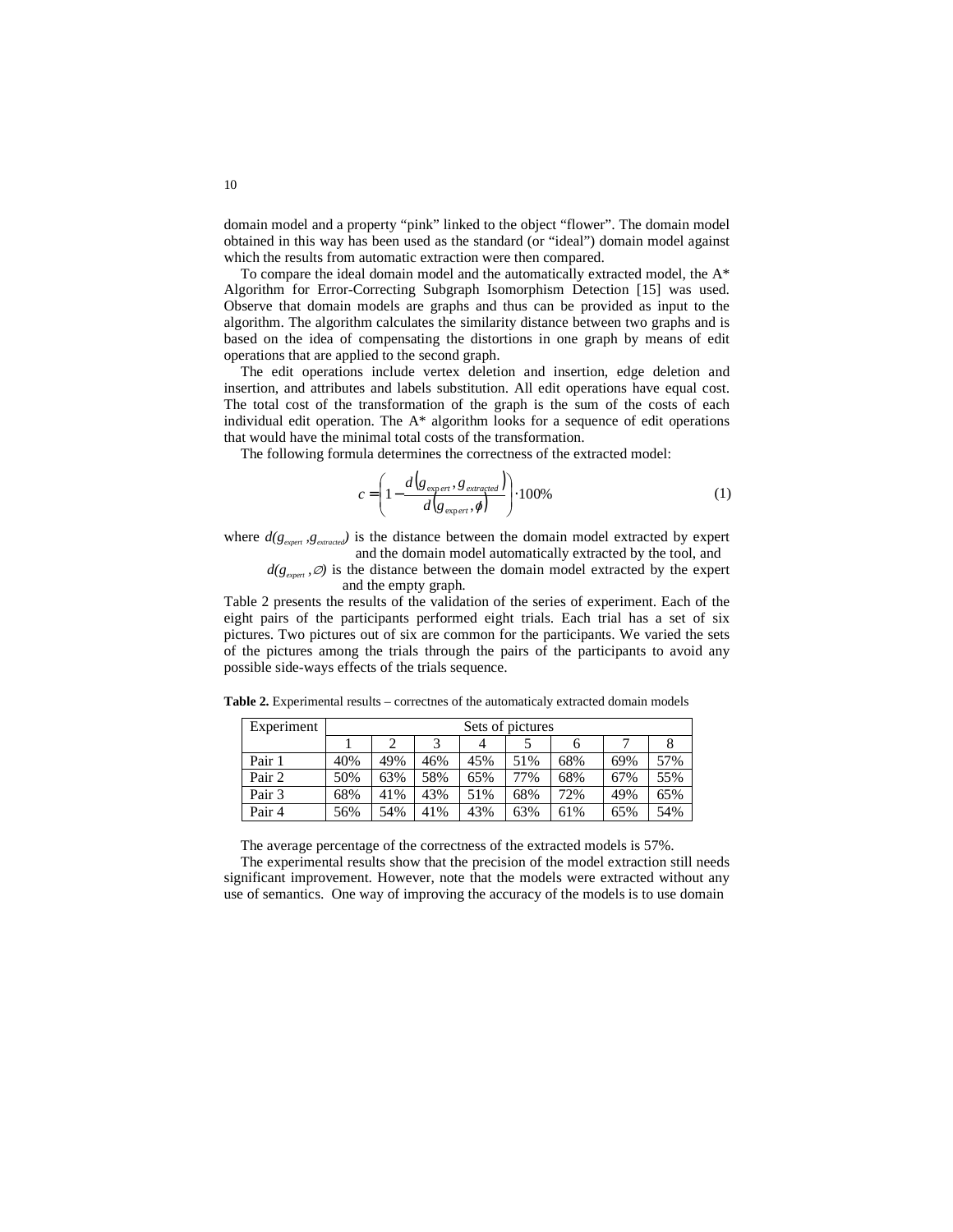domain model and a property "pink" linked to the object "flower". The domain model obtained in this way has been used as the standard (or "ideal") domain model against which the results from automatic extraction were then compared.

To compare the ideal domain model and the automatically extracted model, the A* Algorithm for Error-Correcting Subgraph Isomorphism Detection [15] was used. Observe that domain models are graphs and thus can be provided as input to the algorithm. The algorithm calculates the similarity distance between two graphs and is based on the idea of compensating the distortions in one graph by means of edit operations that are applied to the second graph.

The edit operations include vertex deletion and insertion, edge deletion and insertion, and attributes and labels substitution. All edit operations have equal cost. The total cost of the transformation of the graph is the sum of the costs of each individual edit operation. The A* algorithm looks for a sequence of edit operations that would have the minimal total costs of the transformation.

The following formula determines the correctness of the extracted model:

$$c = \left(1 - \frac{d\left(g_{expert}, g_{extracted}\right)}{d\left(g_{expert}, \phi\right)}\right) \cdot 100\% \qquad (1)$$

where $d(g_{expert}, g_{extracted})$ is the distance between the domain model extracted by expert and the domain model automatically extracted by the tool, and

$d(g_{expert}, \emptyset)$ is the distance between the domain model extracted by the expert and the empty graph.

Table 2 presents the results of the validation of the series of experiment. Each of the eight pairs of the participants performed eight trials. Each trial has a set of six pictures. Two pictures out of six are common for the participants. We varied the sets of the pictures among the trials through the pairs of the participants to avoid any possible side-ways effects of the trials sequence.

**Table 2.** Experimental results – correctnes of the automaticaly extracted domain models

| Experiment | Sets of pictures | | | | | | | |
|---|---|---|---|---|---|---|---|---|
| | 1 | 2 | 3 | 4 | 5 | 6 | 7 | 8 |
| Pair 1 | 40% | 49% | 46% | 45% | 51% | 68% | 69% | 57% |
| Pair 2 | 50% | 63% | 58% | 65% | 77% | 68% | 67% | 55% |
| Pair 3 | 68% | 41% | 43% | 51% | 68% | 72% | 49% | 65% |
| Pair 4 | 56% | 54% | 41% | 43% | 63% | 61% | 65% | 54% |

The average percentage of the correctness of the extracted models is 57%.

The experimental results show that the precision of the model extraction still needs significant improvement. However, note that the models were extracted without any use of semantics. One way of improving the accuracy of the models is to use domain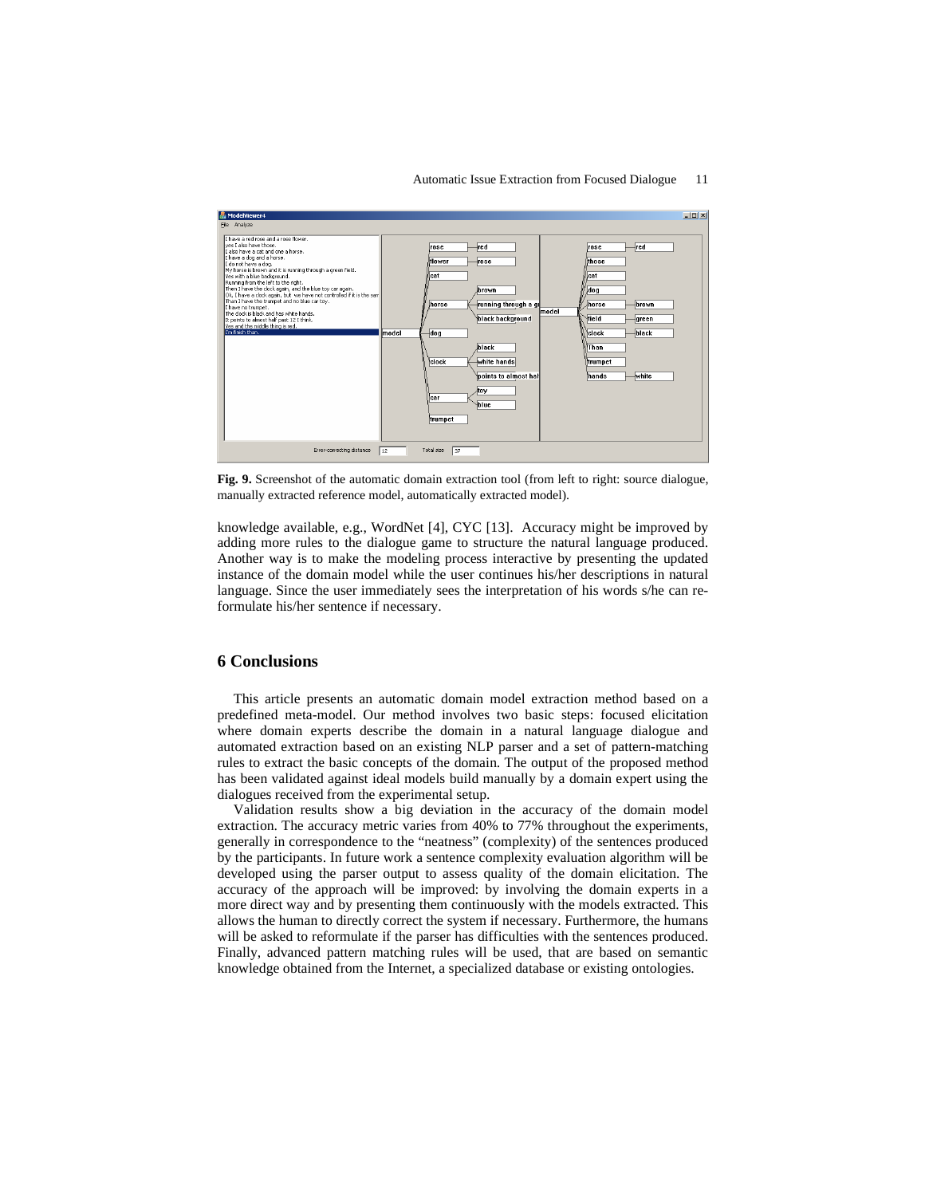**Fig. 9.** Screenshot of the automatic domain extraction tool (from left to right: source dialogue, manually extracted reference model, automatically extracted model).

knowledge available, e.g., WordNet [4], CYC [13]. Accuracy might be improved by adding more rules to the dialogue game to structure the natural language produced. Another way is to make the modeling process interactive by presenting the updated instance of the domain model while the user continues his/her descriptions in natural language. Since the user immediately sees the interpretation of his words s/he can reformulate his/her sentence if necessary.

## 6 Conclusions

This article presents an automatic domain model extraction method based on a predefined meta-model. Our method involves two basic steps: focused elicitation where domain experts describe the domain in a natural language dialogue and automated extraction based on an existing NLP parser and a set of pattern-matching rules to extract the basic concepts of the domain. The output of the proposed method has been validated against ideal models build manually by a domain expert using the dialogues received from the experimental setup.

Validation results show a big deviation in the accuracy of the domain model extraction. The accuracy metric varies from 40% to 77% throughout the experiments, generally in correspondence to the "neatness" (complexity) of the sentences produced by the participants. In future work a sentence complexity evaluation algorithm will be developed using the parser output to assess quality of the domain elicitation. The accuracy of the approach will be improved: by involving the domain experts in a more direct way and by presenting them continuously with the models extracted. This allows the human to directly correct the system if necessary. Furthermore, the humans will be asked to reformulate if the parser has difficulties with the sentences produced. Finally, advanced pattern matching rules will be used, that are based on semantic knowledge obtained from the Internet, a specialized database or existing ontologies.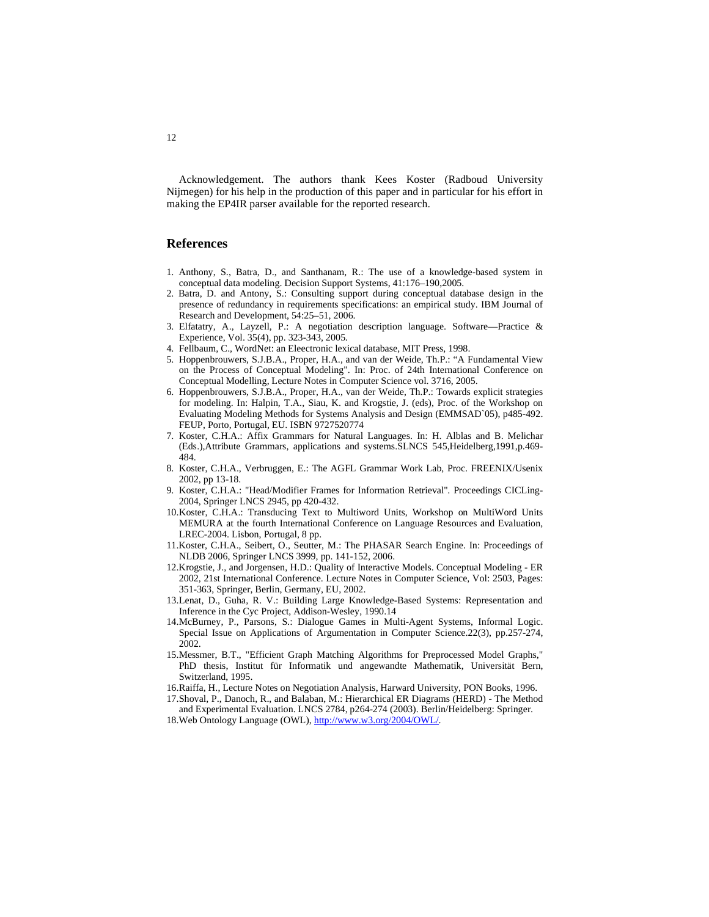Acknowledgement. The authors thank Kees Koster (Radboud University Nijmegen) for his help in the production of this paper and in particular for his effort in making the EP4IR parser available for the reported research.

## References

1. Anthony, S., Batra, D., and Santhanam, R.: The use of a knowledge-based system in conceptual data modeling. Decision Support Systems, 41:176–190,2005.
2. Batra, D. and Antony, S.: Consulting support during conceptual database design in the presence of redundancy in requirements specifications: an empirical study. IBM Journal of Research and Development, 54:25–51, 2006.
3. Elfatatry, A., Layzell, P.: A negotiation description language. Software—Practice & Experience, Vol. 35(4), pp. 323-343, 2005.
4. Fellbaum, C., WordNet: an Eleectronic lexical database, MIT Press, 1998.
5. Hoppenbrouwers, S.J.B.A., Proper, H.A., and van der Weide, Th.P.: "A Fundamental View on the Process of Conceptual Modeling". In: Proc. of 24th International Conference on Conceptual Modelling, Lecture Notes in Computer Science vol. 3716, 2005.
6. Hoppenbrouwers, S.J.B.A., Proper, H.A., van der Weide, Th.P.: Towards explicit strategies for modeling. In: Halpin, T.A., Siau, K. and Krogstie, J. (eds), Proc. of the Workshop on Evaluating Modeling Methods for Systems Analysis and Design (EMMSAD`05), p485-492. FEUP, Porto, Portugal, EU. ISBN 9727520774
7. Koster, C.H.A.: Affix Grammars for Natural Languages. In: H. Alblas and B. Melichar (Eds.),Attribute Grammars, applications and systems.SLNCS 545,Heidelberg,1991,p.469-484.
8. Koster, C.H.A., Verbruggen, E.: The AGFL Grammar Work Lab, Proc. FREENIX/Usenix 2002, pp 13-18.
9. Koster, C.H.A.: "Head/Modifier Frames for Information Retrieval". Proceedings CICLing-2004, Springer LNCS 2945, pp 420-432.
10. Koster, C.H.A.: Transducing Text to Multiword Units, Workshop on MultiWord Units MEMURA at the fourth International Conference on Language Resources and Evaluation, LREC-2004. Lisbon, Portugal, 8 pp.
11. Koster, C.H.A., Seibert, O., Seutter, M.: The PHASAR Search Engine. In: Proceedings of NLDB 2006, Springer LNCS 3999, pp. 141-152, 2006.
12. Krogstie, J., and Jorgensen, H.D.: Quality of Interactive Models. Conceptual Modeling - ER 2002, 21st International Conference. Lecture Notes in Computer Science, Vol: 2503, Pages: 351-363, Springer, Berlin, Germany, EU, 2002.
13. Lenat, D., Guha, R. V.: Building Large Knowledge-Based Systems: Representation and Inference in the Cyc Project, Addison-Wesley, 1990.14
14. McBurney, P., Parsons, S.: Dialogue Games in Multi-Agent Systems, Informal Logic. Special Issue on Applications of Argumentation in Computer Science.22(3), pp.257-274, 2002.
15. Messmer, B.T., "Efficient Graph Matching Algorithms for Preprocessed Model Graphs," PhD thesis, Institut für Informatik und angewandte Mathematik, Universität Bern, Switzerland, 1995.
16. Raiffa, H., Lecture Notes on Negotiation Analysis, Harward University, PON Books, 1996.
17. Shoval, P., Danoch, R., and Balaban, M.: Hierarchical ER Diagrams (HERD) - The Method and Experimental Evaluation. LNCS 2784, p264-274 (2003). Berlin/Heidelberg: Springer.
18. Web Ontology Language (OWL), http://www.w3.org/2004/OWL/.